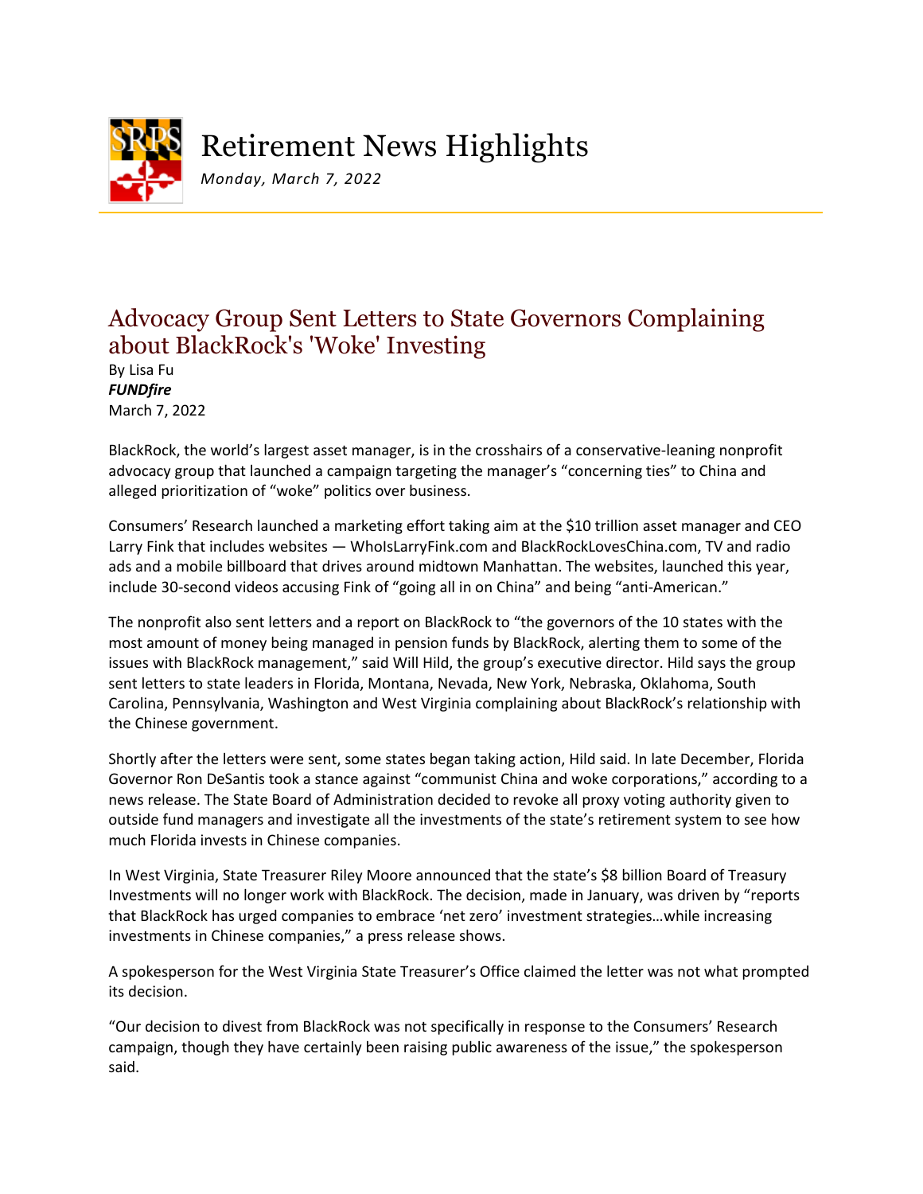# Retirement News Highlights

*Monday, March 7, 2022*

## Advocacy Group Sent Letters to State Governors Complaining about BlackRock's 'Woke' Investing

By Lisa Fu
***FUNDfire***
March 7, 2022

BlackRock, the world's largest asset manager, is in the crosshairs of a conservative-leaning nonprofit advocacy group that launched a campaign targeting the manager's "concerning ties" to China and alleged prioritization of "woke" politics over business.

Consumers' Research launched a marketing effort taking aim at the $10 trillion asset manager and CEO Larry Fink that includes websites — WhoIsLarryFink.com and BlackRockLovesChina.com, TV and radio ads and a mobile billboard that drives around midtown Manhattan. The websites, launched this year, include 30-second videos accusing Fink of "going all in on China" and being "anti-American."

The nonprofit also sent letters and a report on BlackRock to "the governors of the 10 states with the most amount of money being managed in pension funds by BlackRock, alerting them to some of the issues with BlackRock management," said Will Hild, the group's executive director. Hild says the group sent letters to state leaders in Florida, Montana, Nevada, New York, Nebraska, Oklahoma, South Carolina, Pennsylvania, Washington and West Virginia complaining about BlackRock's relationship with the Chinese government.

Shortly after the letters were sent, some states began taking action, Hild said. In late December, Florida Governor Ron DeSantis took a stance against "communist China and woke corporations," according to a news release. The State Board of Administration decided to revoke all proxy voting authority given to outside fund managers and investigate all the investments of the state's retirement system to see how much Florida invests in Chinese companies.

In West Virginia, State Treasurer Riley Moore announced that the state's $8 billion Board of Treasury Investments will no longer work with BlackRock. The decision, made in January, was driven by "reports that BlackRock has urged companies to embrace 'net zero' investment strategies…while increasing investments in Chinese companies," a press release shows.

A spokesperson for the West Virginia State Treasurer's Office claimed the letter was not what prompted its decision.

"Our decision to divest from BlackRock was not specifically in response to the Consumers' Research campaign, though they have certainly been raising public awareness of the issue," the spokesperson said.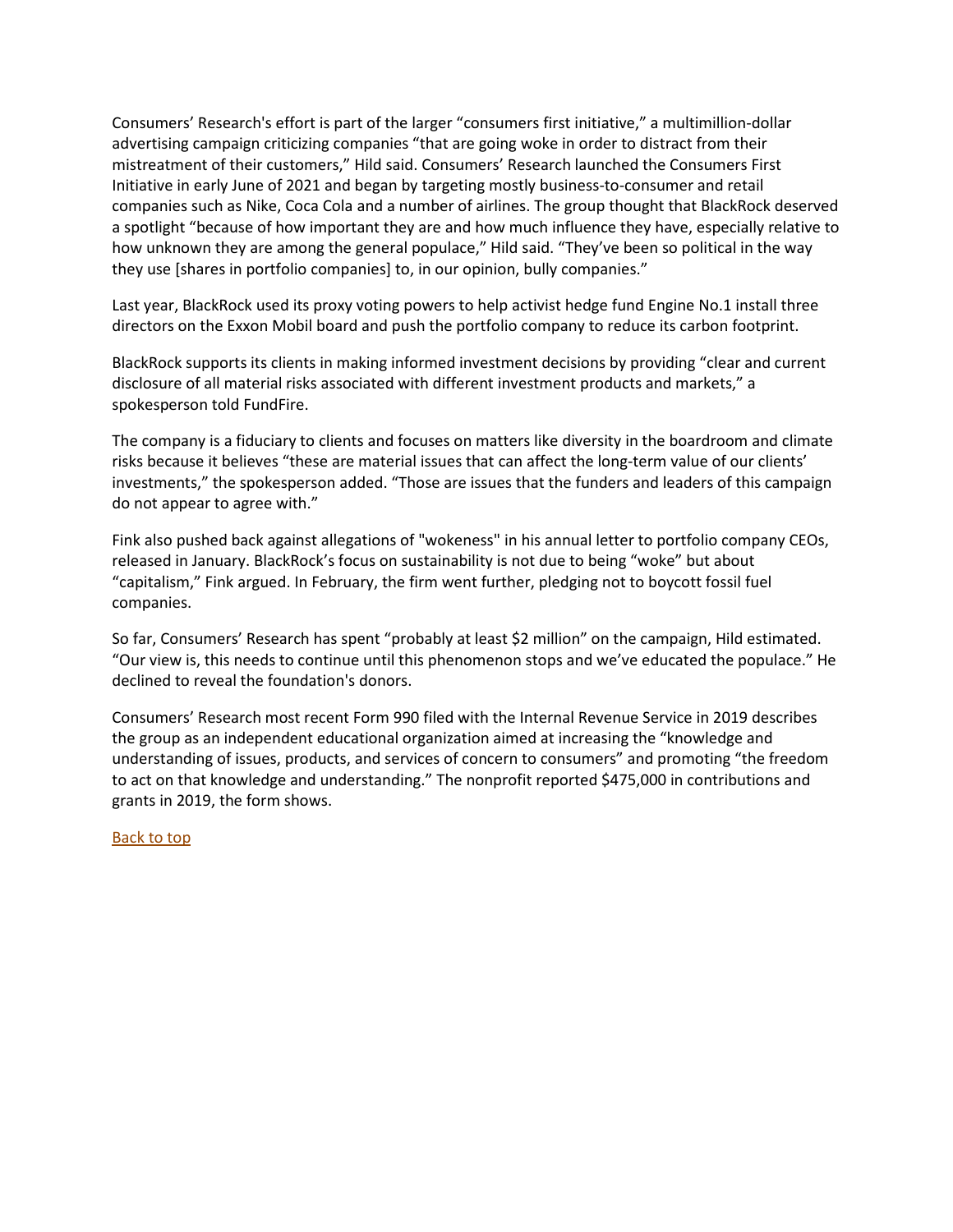Consumers' Research's effort is part of the larger "consumers first initiative," a multimillion-dollar advertising campaign criticizing companies "that are going woke in order to distract from their mistreatment of their customers," Hild said. Consumers' Research launched the Consumers First Initiative in early June of 2021 and began by targeting mostly business-to-consumer and retail companies such as Nike, Coca Cola and a number of airlines. The group thought that BlackRock deserved a spotlight "because of how important they are and how much influence they have, especially relative to how unknown they are among the general populace," Hild said. "They've been so political in the way they use [shares in portfolio companies] to, in our opinion, bully companies."

Last year, BlackRock used its proxy voting powers to help activist hedge fund Engine No.1 install three directors on the Exxon Mobil board and push the portfolio company to reduce its carbon footprint.

BlackRock supports its clients in making informed investment decisions by providing "clear and current disclosure of all material risks associated with different investment products and markets," a spokesperson told FundFire.

The company is a fiduciary to clients and focuses on matters like diversity in the boardroom and climate risks because it believes "these are material issues that can affect the long-term value of our clients' investments," the spokesperson added. "Those are issues that the funders and leaders of this campaign do not appear to agree with."

Fink also pushed back against allegations of "wokeness" in his annual letter to portfolio company CEOs, released in January. BlackRock's focus on sustainability is not due to being "woke" but about "capitalism," Fink argued. In February, the firm went further, pledging not to boycott fossil fuel companies.

So far, Consumers' Research has spent "probably at least $2 million" on the campaign, Hild estimated. "Our view is, this needs to continue until this phenomenon stops and we've educated the populace." He declined to reveal the foundation's donors.

Consumers' Research most recent Form 990 filed with the Internal Revenue Service in 2019 describes the group as an independent educational organization aimed at increasing the "knowledge and understanding of issues, products, and services of concern to consumers" and promoting "the freedom to act on that knowledge and understanding." The nonprofit reported $475,000 in contributions and grants in 2019, the form shows.

Back to top